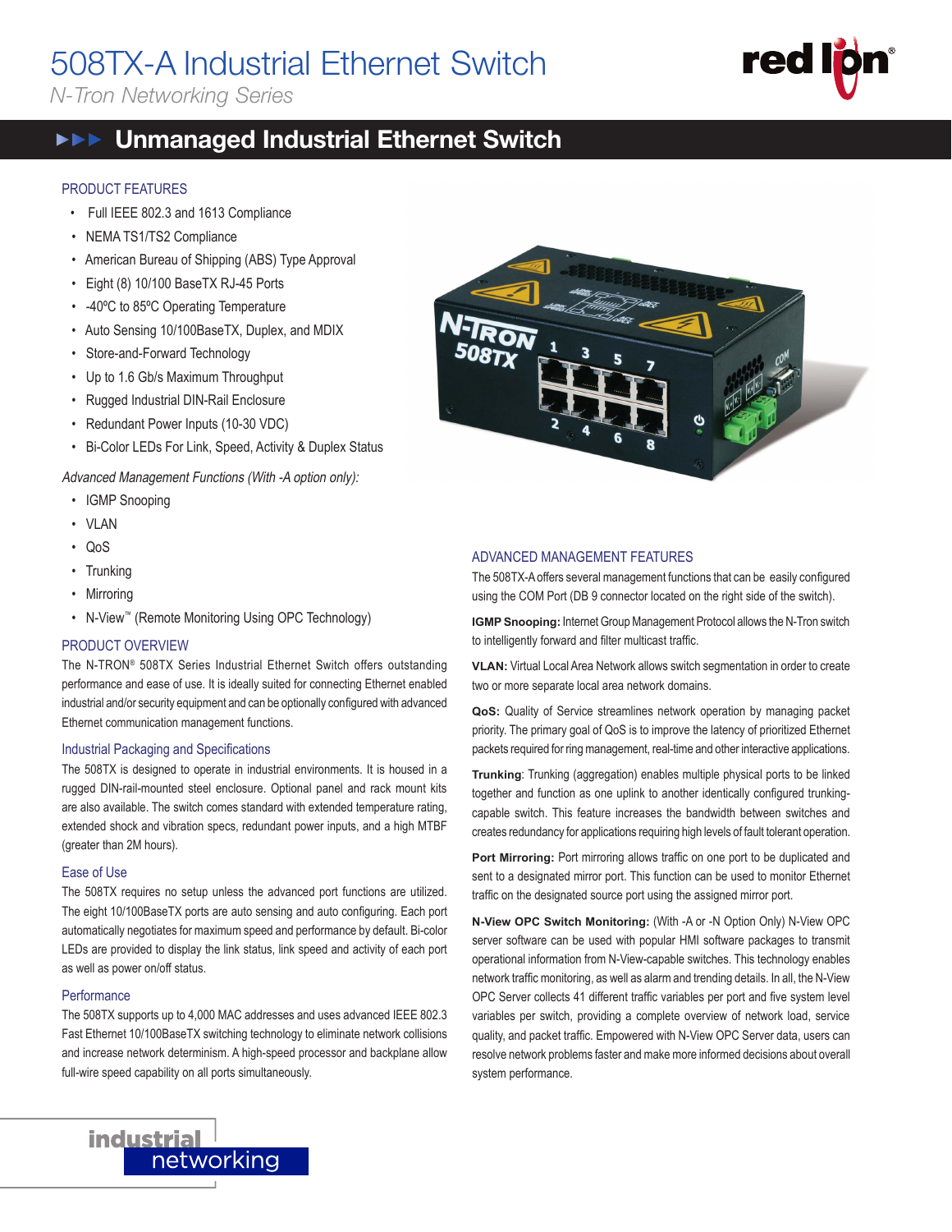# 508TX-A Industrial Ethernet Switch

*N-Tron Networking Series*

## Unmanaged Industrial Ethernet Switch

### PRODUCT FEATURES

- Full IEEE 802.3 and 1613 Compliance
- NEMA TS1/TS2 Compliance
- American Bureau of Shipping (ABS) Type Approval
- Eight (8) 10/100 BaseTX RJ-45 Ports
- -40ºC to 85ºC Operating Temperature
- Auto Sensing 10/100BaseTX, Duplex, and MDIX
- Store-and-Forward Technology
- Up to 1.6 Gb/s Maximum Throughput
- Rugged Industrial DIN-Rail Enclosure
- Redundant Power Inputs (10-30 VDC)
- Bi-Color LEDs For Link, Speed, Activity & Duplex Status

*Advanced Management Functions (With -A option only):*

- IGMP Snooping
- VLAN
- QoS
- Trunking
- Mirroring
- N-View™ (Remote Monitoring Using OPC Technology)

### PRODUCT OVERVIEW

The N-TRON® 508TX Series Industrial Ethernet Switch offers outstanding performance and ease of use. It is ideally suited for connecting Ethernet enabled industrial and/or security equipment and can be optionally configured with advanced Ethernet communication management functions.

#### Industrial Packaging and Specifications

The 508TX is designed to operate in industrial environments. It is housed in a rugged DIN-rail-mounted steel enclosure. Optional panel and rack mount kits are also available. The switch comes standard with extended temperature rating, extended shock and vibration specs, redundant power inputs, and a high MTBF (greater than 2M hours).

#### Ease of Use

The 508TX requires no setup unless the advanced port functions are utilized. The eight 10/100BaseTX ports are auto sensing and auto configuring. Each port automatically negotiates for maximum speed and performance by default. Bi-color LEDs are provided to display the link status, link speed and activity of each port as well as power on/off status.

#### Performance

The 508TX supports up to 4,000 MAC addresses and uses advanced IEEE 802.3 Fast Ethernet 10/100BaseTX switching technology to eliminate network collisions and increase network determinism. A high-speed processor and backplane allow full-wire speed capability on all ports simultaneously.

### ADVANCED MANAGEMENT FEATURES

The 508TX-A offers several management functions that can be easily configured using the COM Port (DB 9 connector located on the right side of the switch).

**IGMP Snooping:** Internet Group Management Protocol allows the N-Tron switch to intelligently forward and filter multicast traffic.

**VLAN:** Virtual Local Area Network allows switch segmentation in order to create two or more separate local area network domains.

**QoS:** Quality of Service streamlines network operation by managing packet priority. The primary goal of QoS is to improve the latency of prioritized Ethernet packets required for ring management, real-time and other interactive applications.

**Trunking**: Trunking (aggregation) enables multiple physical ports to be linked together and function as one uplink to another identically configured trunking-capable switch. This feature increases the bandwidth between switches and creates redundancy for applications requiring high levels of fault tolerant operation.

**Port Mirroring:** Port mirroring allows traffic on one port to be duplicated and sent to a designated mirror port. This function can be used to monitor Ethernet traffic on the designated source port using the assigned mirror port.

**N-View OPC Switch Monitoring:** (With -A or -N Option Only) N-View OPC server software can be used with popular HMI software packages to transmit operational information from N-View-capable switches. This technology enables network traffic monitoring, as well as alarm and trending details. In all, the N-View OPC Server collects 41 different traffic variables per port and five system level variables per switch, providing a complete overview of network load, service quality, and packet traffic. Empowered with N-View OPC Server data, users can resolve network problems faster and make more informed decisions about overall system performance.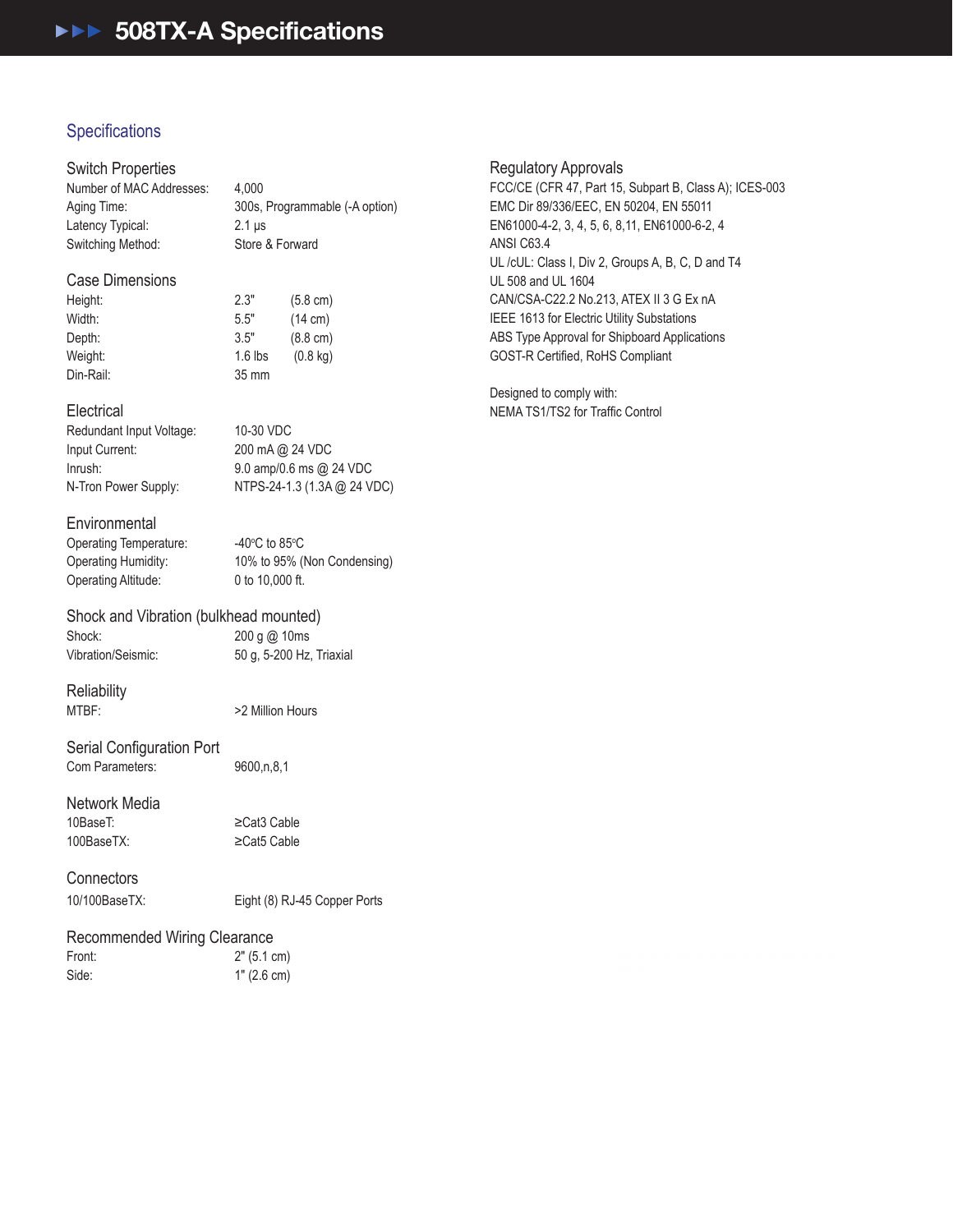# 508TX-A Specifications

## Specifications

### Switch Properties

| | |
|---|---|
| Number of MAC Addresses: | 4,000 |
| Aging Time: | 300s, Programmable (-A option) |
| Latency Typical: | 2.1 µs |
| Switching Method: | Store & Forward |

### Case Dimensions

| | | |
|---|---|---|
| Height: | 2.3" | (5.8 cm) |
| Width: | 5.5" | (14 cm) |
| Depth: | 3.5" | (8.8 cm) |
| Weight: | 1.6 lbs | (0.8 kg) |
| Din-Rail: | 35 mm | |

### Electrical

| | |
|---|---|
| Redundant Input Voltage: | 10-30 VDC |
| Input Current: | 200 mA @ 24 VDC |
| Inrush: | 9.0 amp/0.6 ms @ 24 VDC |
| N-Tron Power Supply: | NTPS-24-1.3 (1.3A @ 24 VDC) |

### Environmental

| | |
|---|---|
| Operating Temperature: | -40°C to 85°C |
| Operating Humidity: | 10% to 95% (Non Condensing) |
| Operating Altitude: | 0 to 10,000 ft. |

### Shock and Vibration (bulkhead mounted)

| | |
|---|---|
| Shock: | 200 g @ 10ms |
| Vibration/Seismic: | 50 g, 5-200 Hz, Triaxial |

### Reliability

| | |
|---|---|
| MTBF: | >2 Million Hours |

### Serial Configuration Port

| | |
|---|---|
| Com Parameters: | 9600,n,8,1 |

### Network Media

| | |
|---|---|
| 10BaseT: | ≥Cat3 Cable |
| 100BaseTX: | ≥Cat5 Cable |

### Connectors

| | |
|---|---|
| 10/100BaseTX: | Eight (8) RJ-45 Copper Ports |

### Recommended Wiring Clearance

| | |
|---|---|
| Front: | 2" (5.1 cm) |
| Side: | 1" (2.6 cm) |

### Regulatory Approvals

FCC/CE (CFR 47, Part 15, Subpart B, Class A); ICES-003
EMC Dir 89/336/EEC, EN 50204, EN 55011
EN61000-4-2, 3, 4, 5, 6, 8,11, EN61000-6-2, 4
ANSI C63.4
UL /cUL: Class I, Div 2, Groups A, B, C, D and T4
UL 508 and UL 1604
CAN/CSA-C22.2 No.213, ATEX II 3 G Ex nA
IEEE 1613 for Electric Utility Substations
ABS Type Approval for Shipboard Applications
GOST-R Certified, RoHS Compliant

Designed to comply with:
NEMA TS1/TS2 for Traffic Control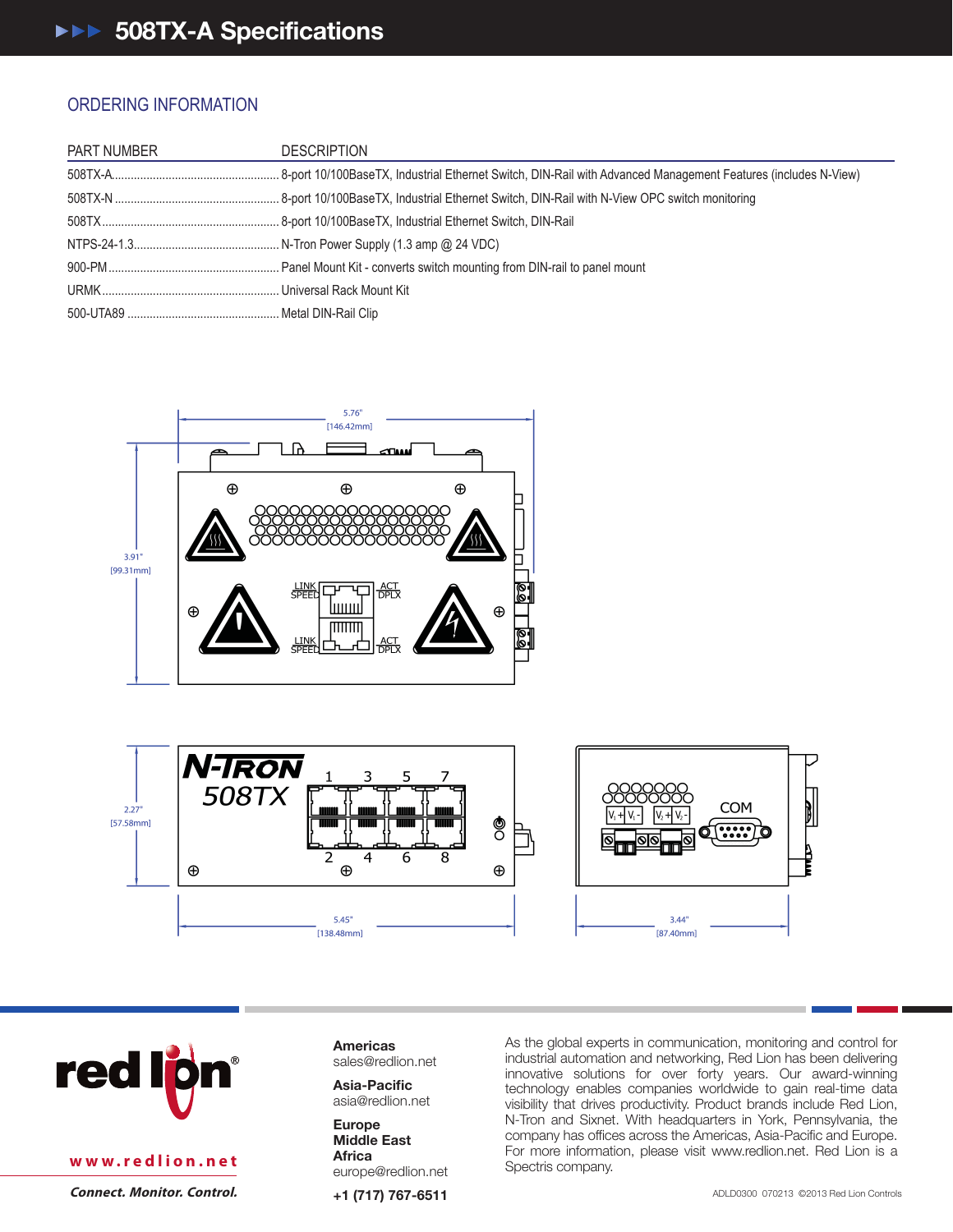# 508TX-A Specifications

## ORDERING INFORMATION

| PART NUMBER | DESCRIPTION |
|---|---|
| 508TX-A | 8-port 10/100BaseTX, Industrial Ethernet Switch, DIN-Rail with Advanced Management Features (includes N-View) |
| 508TX-N | 8-port 10/100BaseTX, Industrial Ethernet Switch, DIN-Rail with N-View OPC switch monitoring |
| 508TX | 8-port 10/100BaseTX, Industrial Ethernet Switch, DIN-Rail |
| NTPS-24-1.3 | N-Tron Power Supply (1.3 amp @ 24 VDC) |
| 900-PM | Panel Mount Kit - converts switch mounting from DIN-rail to panel mount |
| URMK | Universal Rack Mount Kit |
| 500-UTA89 | Metal DIN-Rail Clip |

5.76"
[146.42mm]

3.91"
[99.31mm]

LINK SPEED
ACT DPLX
LINK SPEED
ACT DPLX

2.27"
[57.58mm]

N-TRON
508TX

1 3 5 7
2 4 6 8

5.45"
[138.48mm]

COM

3.44"
[87.40mm]

**Americas**
sales@redlion.net

**Asia-Pacific**
asia@redlion.net

**Europe**
**Middle East**
**Africa**
europe@redlion.net

**+1 (717) 767-6511**

As the global experts in communication, monitoring and control for industrial automation and networking, Red Lion has been delivering innovative solutions for over forty years. Our award-winning technology enables companies worldwide to gain real-time data visibility that drives productivity. Product brands include Red Lion, N-Tron and Sixnet. With headquarters in York, Pennsylvania, the company has offices across the Americas, Asia-Pacific and Europe. For more information, please visit www.redlion.net. Red Lion is a Spectris company.

www.redlion.net

*Connect. Monitor. Control.*

ADLD0300 070213 ©2013 Red Lion Controls